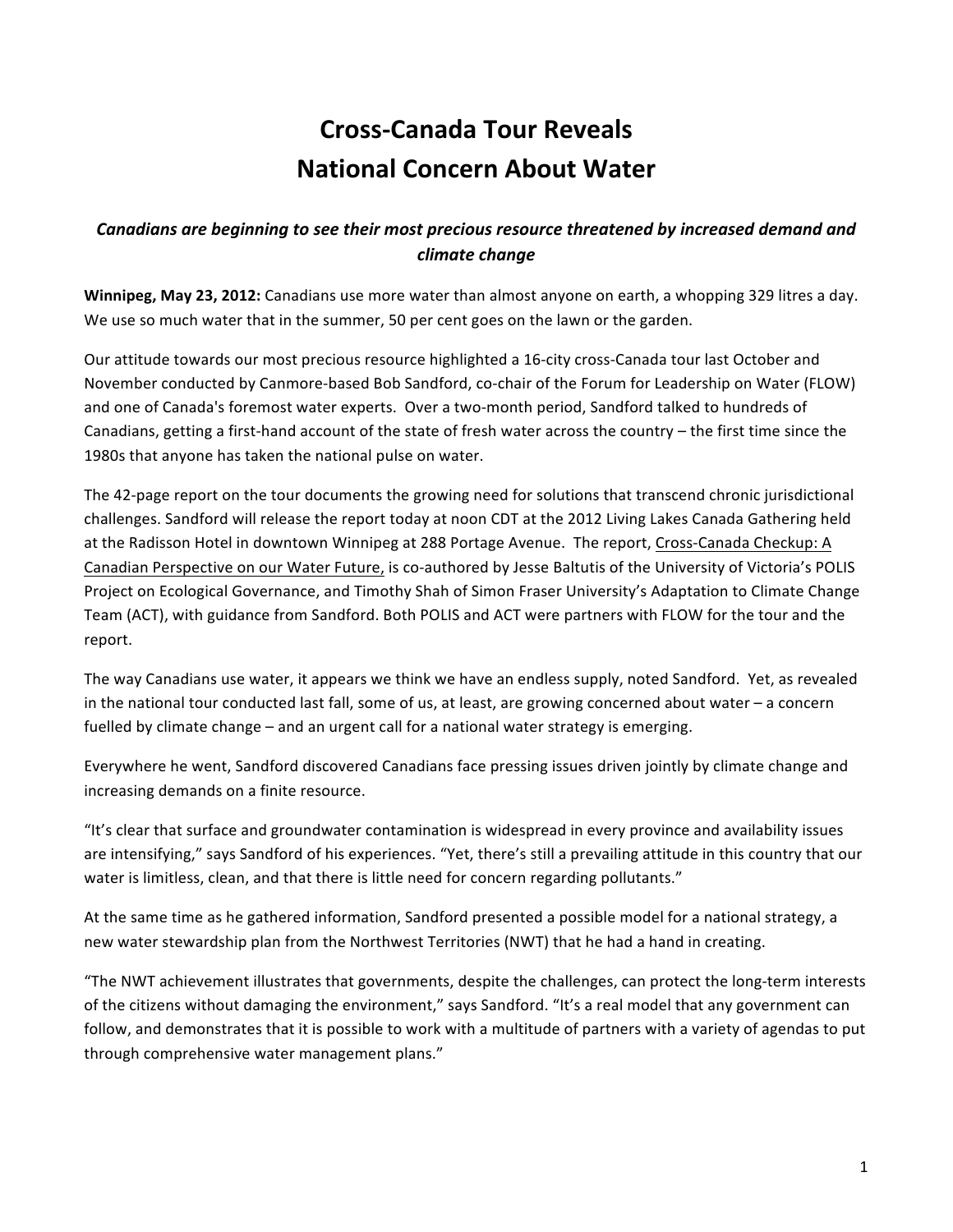# Cross-Canada Tour Reveals
# National Concern About Water

### *Canadians are beginning to see their most precious resource threatened by increased demand and climate change*

**Winnipeg, May 23, 2012:** Canadians use more water than almost anyone on earth, a whopping 329 litres a day. We use so much water that in the summer, 50 per cent goes on the lawn or the garden.

Our attitude towards our most precious resource highlighted a 16-city cross-Canada tour last October and November conducted by Canmore-based Bob Sandford, co-chair of the Forum for Leadership on Water (FLOW) and one of Canada's foremost water experts. Over a two-month period, Sandford talked to hundreds of Canadians, getting a first-hand account of the state of fresh water across the country – the first time since the 1980s that anyone has taken the national pulse on water.

The 42-page report on the tour documents the growing need for solutions that transcend chronic jurisdictional challenges. Sandford will release the report today at noon CDT at the 2012 Living Lakes Canada Gathering held at the Radisson Hotel in downtown Winnipeg at 288 Portage Avenue. The report, Cross-Canada Checkup: A Canadian Perspective on our Water Future, is co-authored by Jesse Baltutis of the University of Victoria's POLIS Project on Ecological Governance, and Timothy Shah of Simon Fraser University's Adaptation to Climate Change Team (ACT), with guidance from Sandford. Both POLIS and ACT were partners with FLOW for the tour and the report.

The way Canadians use water, it appears we think we have an endless supply, noted Sandford. Yet, as revealed in the national tour conducted last fall, some of us, at least, are growing concerned about water – a concern fuelled by climate change – and an urgent call for a national water strategy is emerging.

Everywhere he went, Sandford discovered Canadians face pressing issues driven jointly by climate change and increasing demands on a finite resource.

"It's clear that surface and groundwater contamination is widespread in every province and availability issues are intensifying," says Sandford of his experiences. "Yet, there's still a prevailing attitude in this country that our water is limitless, clean, and that there is little need for concern regarding pollutants."

At the same time as he gathered information, Sandford presented a possible model for a national strategy, a new water stewardship plan from the Northwest Territories (NWT) that he had a hand in creating.

"The NWT achievement illustrates that governments, despite the challenges, can protect the long-term interests of the citizens without damaging the environment," says Sandford. "It's a real model that any government can follow, and demonstrates that it is possible to work with a multitude of partners with a variety of agendas to put through comprehensive water management plans."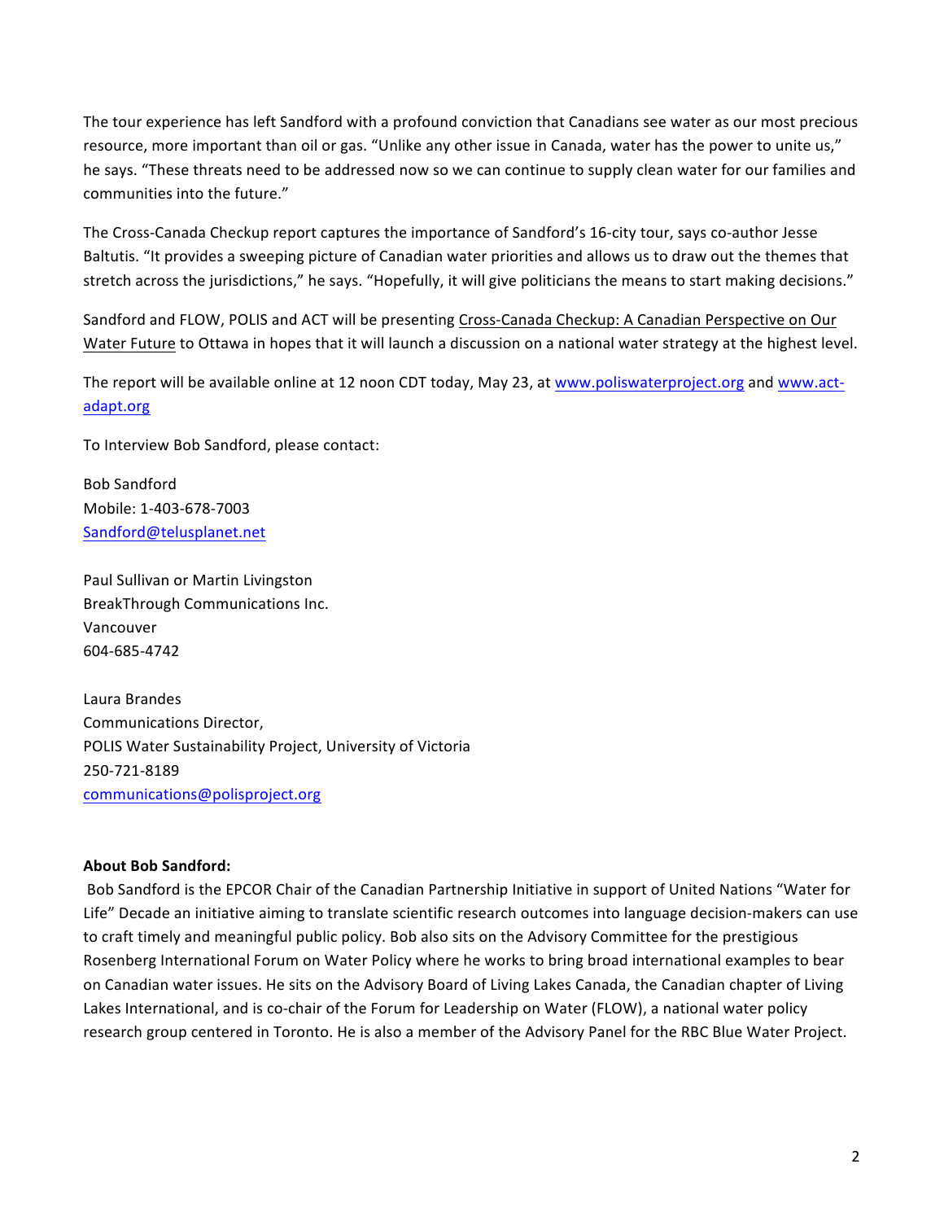The tour experience has left Sandford with a profound conviction that Canadians see water as our most precious resource, more important than oil or gas. "Unlike any other issue in Canada, water has the power to unite us," he says. "These threats need to be addressed now so we can continue to supply clean water for our families and communities into the future."

The Cross-Canada Checkup report captures the importance of Sandford's 16-city tour, says co-author Jesse Baltutis. "It provides a sweeping picture of Canadian water priorities and allows us to draw out the themes that stretch across the jurisdictions," he says. "Hopefully, it will give politicians the means to start making decisions."

Sandford and FLOW, POLIS and ACT will be presenting Cross-Canada Checkup: A Canadian Perspective on Our Water Future to Ottawa in hopes that it will launch a discussion on a national water strategy at the highest level.

The report will be available online at 12 noon CDT today, May 23, at www.poliswaterproject.org and www.act-adapt.org

To Interview Bob Sandford, please contact:

Bob Sandford
Mobile: 1-403-678-7003
Sandford@telusplanet.net

Paul Sullivan or Martin Livingston
BreakThrough Communications Inc.
Vancouver
604-685-4742

Laura Brandes
Communications Director,
POLIS Water Sustainability Project, University of Victoria
250-721-8189
communications@polisproject.org

**About Bob Sandford:**

Bob Sandford is the EPCOR Chair of the Canadian Partnership Initiative in support of United Nations "Water for Life" Decade an initiative aiming to translate scientific research outcomes into language decision-makers can use to craft timely and meaningful public policy. Bob also sits on the Advisory Committee for the prestigious Rosenberg International Forum on Water Policy where he works to bring broad international examples to bear on Canadian water issues. He sits on the Advisory Board of Living Lakes Canada, the Canadian chapter of Living Lakes International, and is co-chair of the Forum for Leadership on Water (FLOW), a national water policy research group centered in Toronto. He is also a member of the Advisory Panel for the RBC Blue Water Project.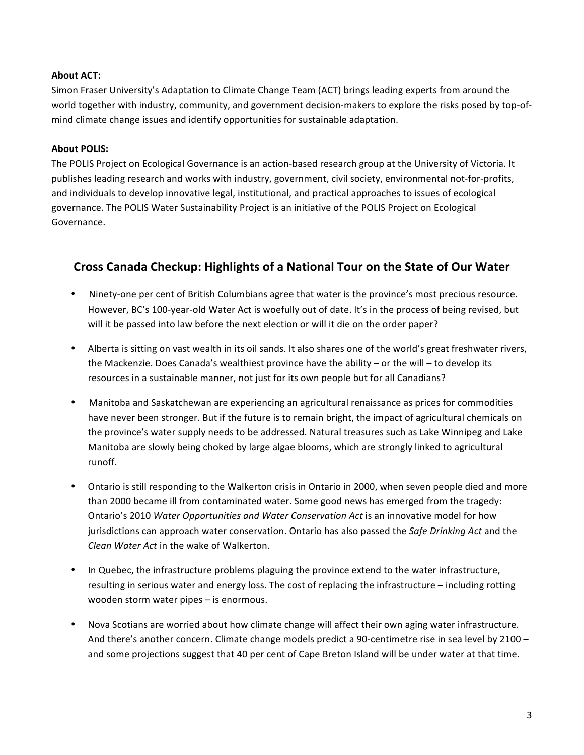**About ACT:**
Simon Fraser University's Adaptation to Climate Change Team (ACT) brings leading experts from around the world together with industry, community, and government decision-makers to explore the risks posed by top-of-mind climate change issues and identify opportunities for sustainable adaptation.

**About POLIS:**
The POLIS Project on Ecological Governance is an action-based research group at the University of Victoria. It publishes leading research and works with industry, government, civil society, environmental not-for-profits, and individuals to develop innovative legal, institutional, and practical approaches to issues of ecological governance. The POLIS Water Sustainability Project is an initiative of the POLIS Project on Ecological Governance.

## Cross Canada Checkup: Highlights of a National Tour on the State of Our Water

- Ninety-one per cent of British Columbians agree that water is the province's most precious resource. However, BC's 100-year-old Water Act is woefully out of date. It's in the process of being revised, but will it be passed into law before the next election or will it die on the order paper?
- Alberta is sitting on vast wealth in its oil sands. It also shares one of the world's great freshwater rivers, the Mackenzie. Does Canada's wealthiest province have the ability – or the will – to develop its resources in a sustainable manner, not just for its own people but for all Canadians?
- Manitoba and Saskatchewan are experiencing an agricultural renaissance as prices for commodities have never been stronger. But if the future is to remain bright, the impact of agricultural chemicals on the province's water supply needs to be addressed. Natural treasures such as Lake Winnipeg and Lake Manitoba are slowly being choked by large algae blooms, which are strongly linked to agricultural runoff.
- Ontario is still responding to the Walkerton crisis in Ontario in 2000, when seven people died and more than 2000 became ill from contaminated water. Some good news has emerged from the tragedy: Ontario's 2010 *Water Opportunities and Water Conservation Act* is an innovative model for how jurisdictions can approach water conservation. Ontario has also passed the *Safe Drinking Act* and the *Clean Water Act* in the wake of Walkerton.
- In Quebec, the infrastructure problems plaguing the province extend to the water infrastructure, resulting in serious water and energy loss. The cost of replacing the infrastructure – including rotting wooden storm water pipes – is enormous.
- Nova Scotians are worried about how climate change will affect their own aging water infrastructure. And there's another concern. Climate change models predict a 90-centimetre rise in sea level by 2100 – and some projections suggest that 40 per cent of Cape Breton Island will be under water at that time.